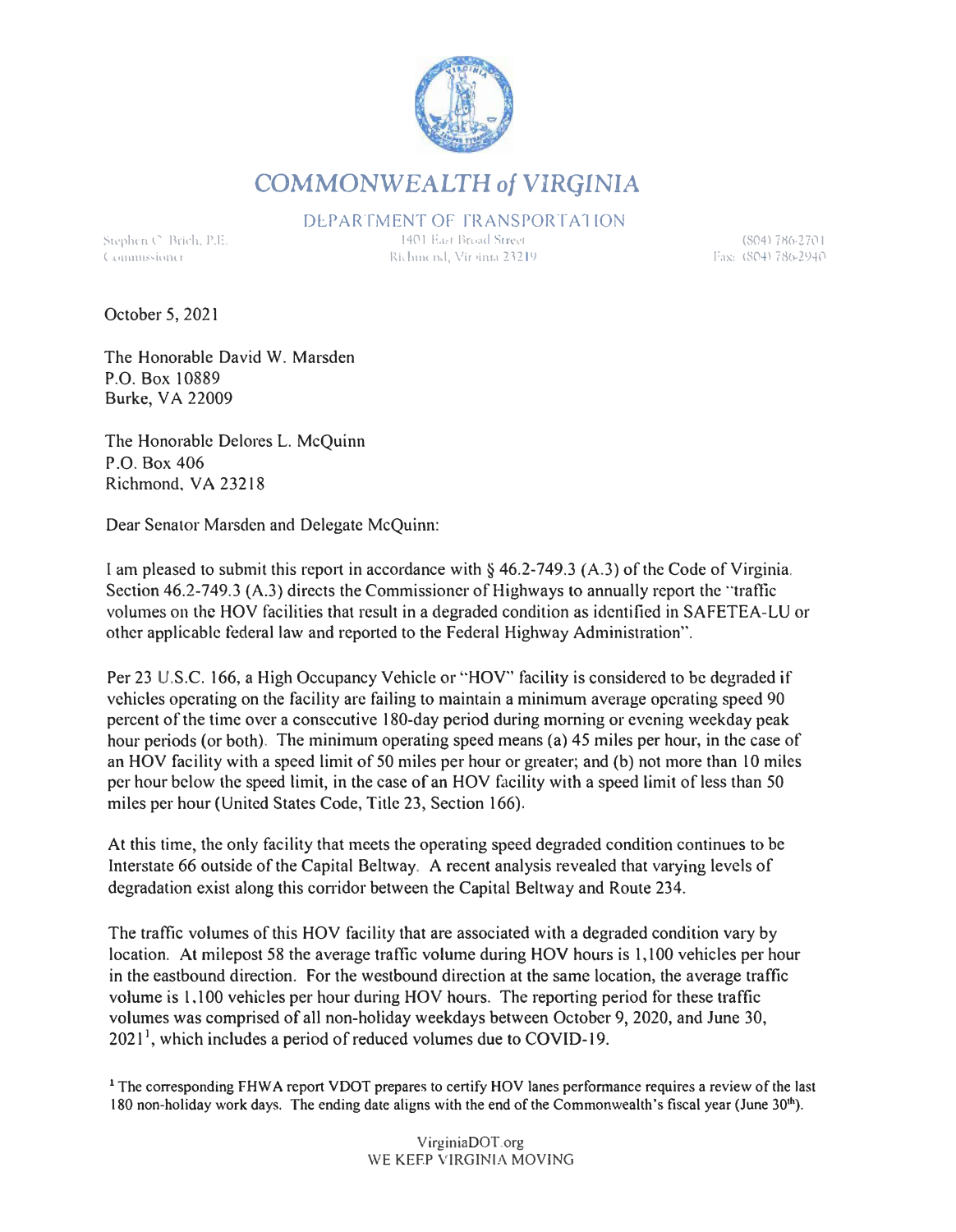# COMMONWEALTH of VIRGINIA

DEPARTMENT OF TRANSPORTATION

Stephen C. Brich, P.E.
Commissioner

1401 East Broad Street
Richmond, Virginia 23219

(804) 786-2701
Fax: (804) 786-2940

October 5, 2021

The Honorable David W. Marsden
P.O. Box 10889
Burke, VA 22009

The Honorable Delores L. McQuinn
P.O. Box 406
Richmond, VA 23218

Dear Senator Marsden and Delegate McQuinn:

I am pleased to submit this report in accordance with § 46.2-749.3 (A.3) of the Code of Virginia. Section 46.2-749.3 (A.3) directs the Commissioner of Highways to annually report the "traffic volumes on the HOV facilities that result in a degraded condition as identified in SAFETEA-LU or other applicable federal law and reported to the Federal Highway Administration".

Per 23 U.S.C. 166, a High Occupancy Vehicle or "HOV" facility is considered to be degraded if vehicles operating on the facility are failing to maintain a minimum average operating speed 90 percent of the time over a consecutive 180-day period during morning or evening weekday peak hour periods (or both). The minimum operating speed means (a) 45 miles per hour, in the case of an HOV facility with a speed limit of 50 miles per hour or greater; and (b) not more than 10 miles per hour below the speed limit, in the case of an HOV facility with a speed limit of less than 50 miles per hour (United States Code, Title 23, Section 166).

At this time, the only facility that meets the operating speed degraded condition continues to be Interstate 66 outside of the Capital Beltway. A recent analysis revealed that varying levels of degradation exist along this corridor between the Capital Beltway and Route 234.

The traffic volumes of this HOV facility that are associated with a degraded condition vary by location. At milepost 58 the average traffic volume during HOV hours is 1,100 vehicles per hour in the eastbound direction. For the westbound direction at the same location, the average traffic volume is 1,100 vehicles per hour during HOV hours. The reporting period for these traffic volumes was comprised of all non-holiday weekdays between October 9, 2020, and June 30, 2021[1], which includes a period of reduced volumes due to COVID-19.

[1] The corresponding FHWA report VDOT prepares to certify HOV lanes performance requires a review of the last 180 non-holiday work days. The ending date aligns with the end of the Commonwealth's fiscal year (June 30th).

VirginiaDOT.org
WE KEEP VIRGINIA MOVING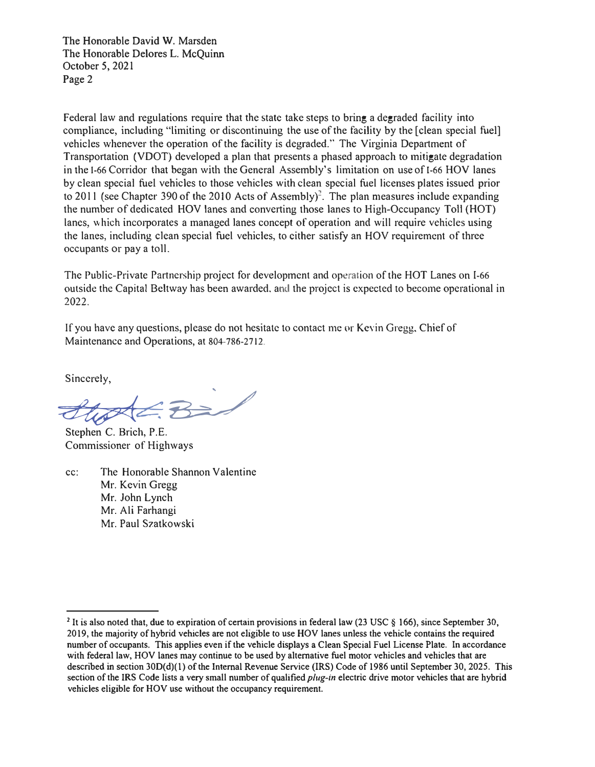Federal law and regulations require that the state take steps to bring a degraded facility into compliance, including "limiting or discontinuing the use of the facility by the [clean special fuel] vehicles whenever the operation of the facility is degraded." The Virginia Department of Transportation (VDOT) developed a plan that presents a phased approach to mitigate degradation in the I-66 Corridor that began with the General Assembly's limitation on use of I-66 HOV lanes by clean special fuel vehicles to those vehicles with clean special fuel licenses plates issued prior to 2011 (see Chapter 390 of the 2010 Acts of Assembly)[2]. The plan measures include expanding the number of dedicated HOV lanes and converting those lanes to High-Occupancy Toll (HOT) lanes, which incorporates a managed lanes concept of operation and will require vehicles using the lanes, including clean special fuel vehicles, to either satisfy an HOV requirement of three occupants or pay a toll.

The Public-Private Partnership project for development and operation of the HOT Lanes on I-66 outside the Capital Beltway has been awarded, and the project is expected to become operational in 2022.

If you have any questions, please do not hesitate to contact me or Kevin Gregg, Chief of Maintenance and Operations, at 804-786-2712.

Sincerely,

Stephen C. Brich, P.E.
Commissioner of Highways

cc: The Honorable Shannon Valentine
Mr. Kevin Gregg
Mr. John Lynch
Mr. Ali Farhangi
Mr. Paul Szatkowski

---

[2] It is also noted that, due to expiration of certain provisions in federal law (23 USC § 166), since September 30, 2019, the majority of hybrid vehicles are not eligible to use HOV lanes unless the vehicle contains the required number of occupants. This applies even if the vehicle displays a Clean Special Fuel License Plate. In accordance with federal law, HOV lanes may continue to be used by alternative fuel motor vehicles and vehicles that are described in section 30D(d)(1) of the Internal Revenue Service (IRS) Code of 1986 until September 30, 2025. This section of the IRS Code lists a very small number of qualified *plug-in* electric drive motor vehicles that are hybrid vehicles eligible for HOV use without the occupancy requirement.